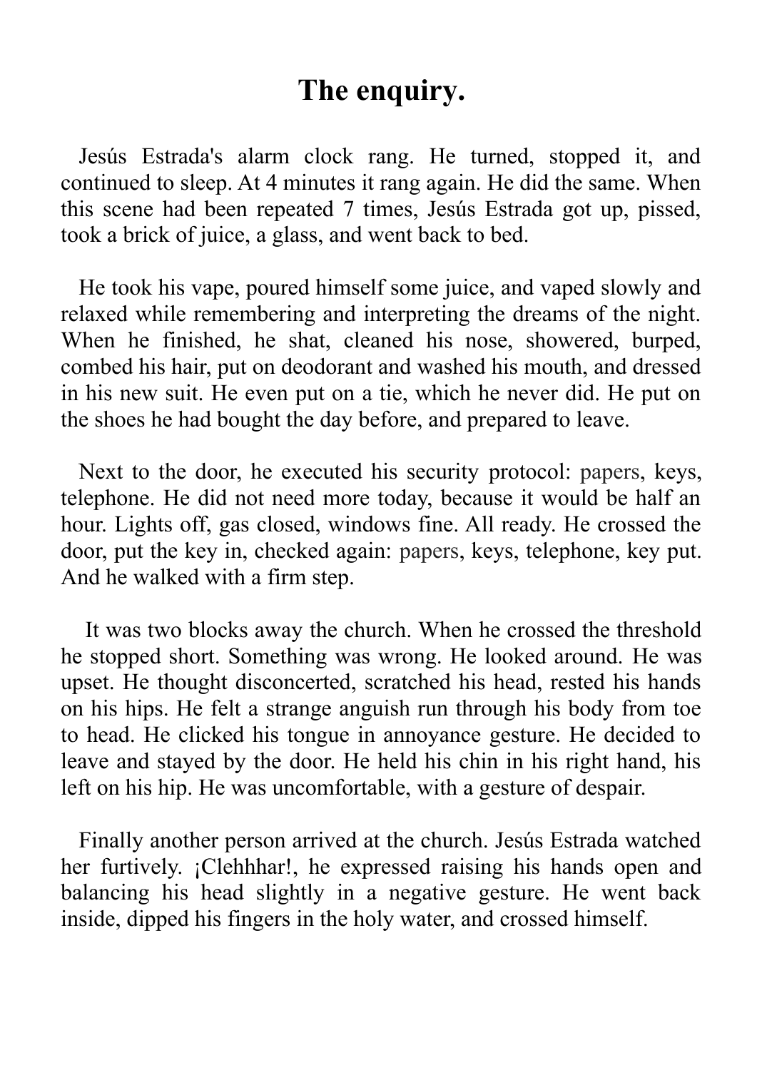# The enquiry.

Jesús Estrada's alarm clock rang. He turned, stopped it, and continued to sleep. At 4 minutes it rang again. He did the same. When this scene had been repeated 7 times, Jesús Estrada got up, pissed, took a brick of juice, a glass, and went back to bed.

He took his vape, poured himself some juice, and vaped slowly and relaxed while remembering and interpreting the dreams of the night. When he finished, he shat, cleaned his nose, showered, burped, combed his hair, put on deodorant and washed his mouth, and dressed in his new suit. He even put on a tie, which he never did. He put on the shoes he had bought the day before, and prepared to leave.

Next to the door, he executed his security protocol: papers, keys, telephone. He did not need more today, because it would be half an hour. Lights off, gas closed, windows fine. All ready. He crossed the door, put the key in, checked again: papers, keys, telephone, key put. And he walked with a firm step.

It was two blocks away the church. When he crossed the threshold he stopped short. Something was wrong. He looked around. He was upset. He thought disconcerted, scratched his head, rested his hands on his hips. He felt a strange anguish run through his body from toe to head. He clicked his tongue in annoyance gesture. He decided to leave and stayed by the door. He held his chin in his right hand, his left on his hip. He was uncomfortable, with a gesture of despair.

Finally another person arrived at the church. Jesús Estrada watched her furtively. ¡Clehhhar!, he expressed raising his hands open and balancing his head slightly in a negative gesture. He went back inside, dipped his fingers in the holy water, and crossed himself.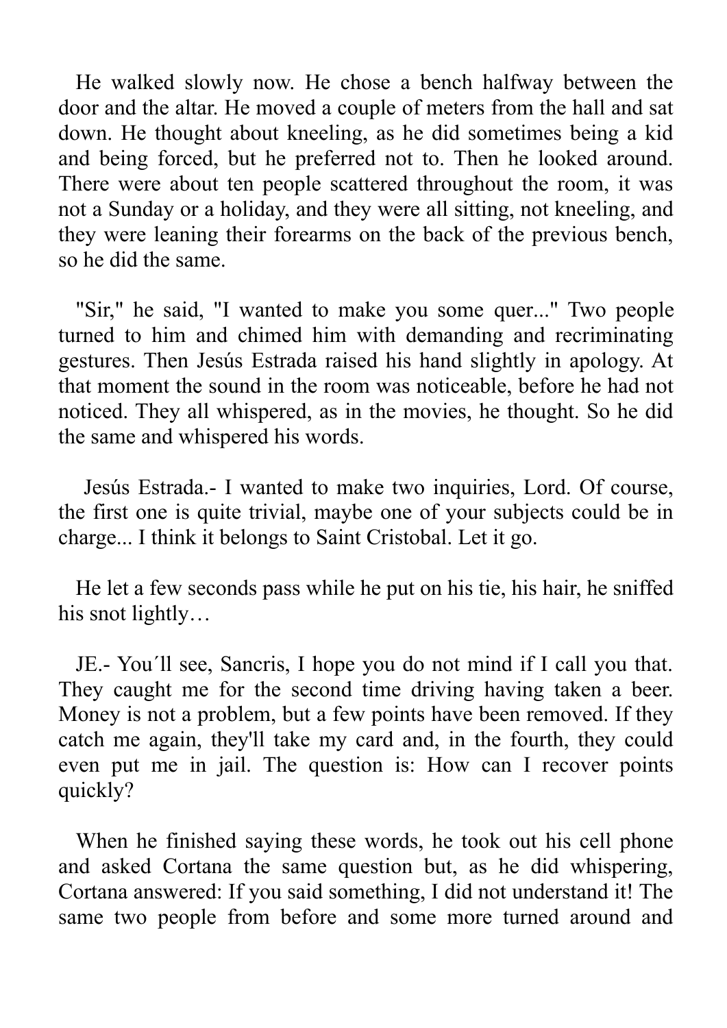He walked slowly now. He chose a bench halfway between the door and the altar. He moved a couple of meters from the hall and sat down. He thought about kneeling, as he did sometimes being a kid and being forced, but he preferred not to. Then he looked around. There were about ten people scattered throughout the room, it was not a Sunday or a holiday, and they were all sitting, not kneeling, and they were leaning their forearms on the back of the previous bench, so he did the same.

"Sir," he said, "I wanted to make you some quer..." Two people turned to him and chimed him with demanding and recriminating gestures. Then Jesús Estrada raised his hand slightly in apology. At that moment the sound in the room was noticeable, before he had not noticed. They all whispered, as in the movies, he thought. So he did the same and whispered his words.

Jesús Estrada.- I wanted to make two inquiries, Lord. Of course, the first one is quite trivial, maybe one of your subjects could be in charge... I think it belongs to Saint Cristobal. Let it go.

He let a few seconds pass while he put on his tie, his hair, he sniffed his snot lightly…

JE.- You´ll see, Sancris, I hope you do not mind if I call you that. They caught me for the second time driving having taken a beer. Money is not a problem, but a few points have been removed. If they catch me again, they'll take my card and, in the fourth, they could even put me in jail. The question is: How can I recover points quickly?

When he finished saying these words, he took out his cell phone and asked Cortana the same question but, as he did whispering, Cortana answered: If you said something, I did not understand it! The same two people from before and some more turned around and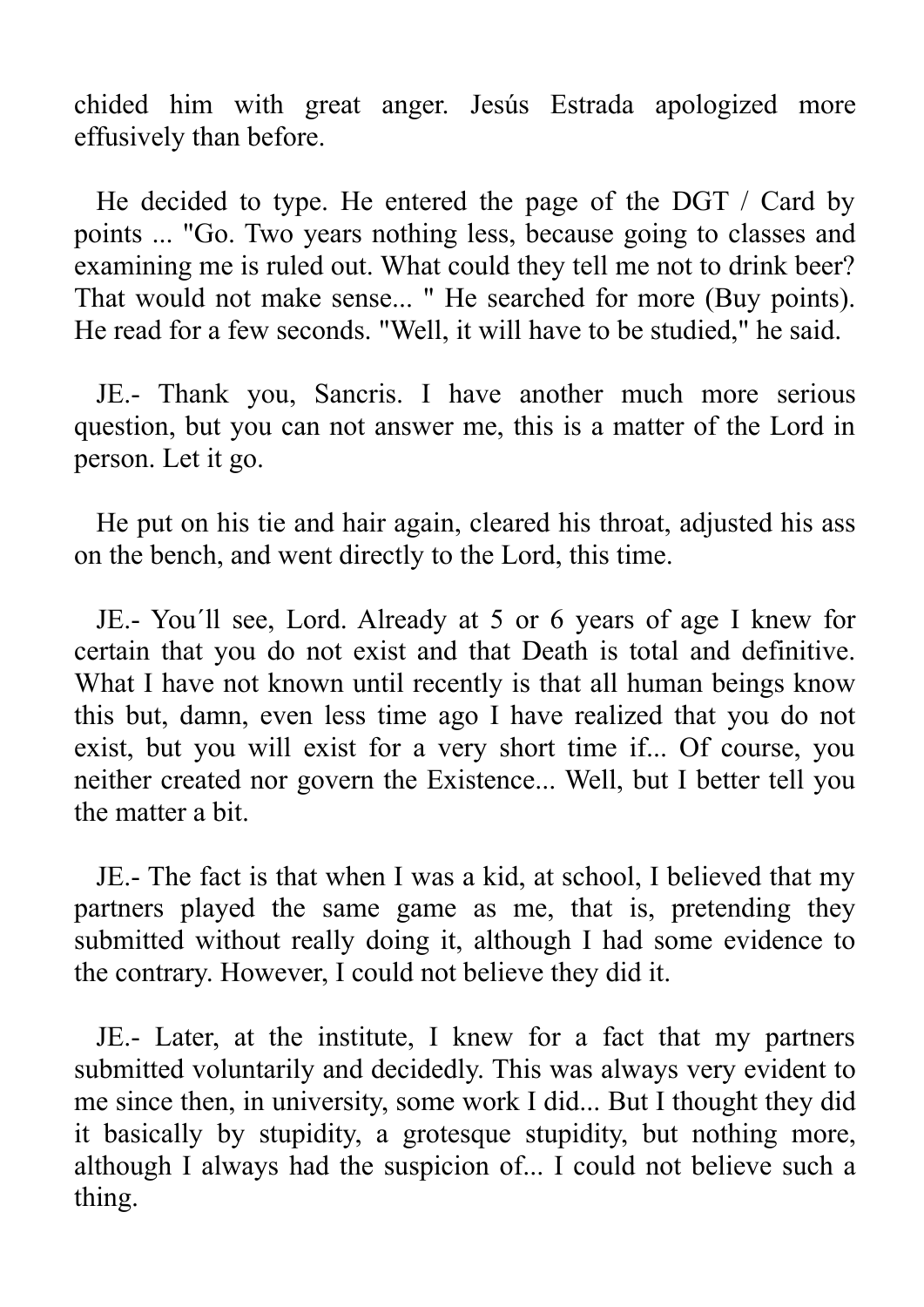chided him with great anger. Jesús Estrada apologized more effusively than before.

He decided to type. He entered the page of the DGT / Card by points ... "Go. Two years nothing less, because going to classes and examining me is ruled out. What could they tell me not to drink beer? That would not make sense... " He searched for more (Buy points). He read for a few seconds. "Well, it will have to be studied," he said.

JE.- Thank you, Sancris. I have another much more serious question, but you can not answer me, this is a matter of the Lord in person. Let it go.

He put on his tie and hair again, cleared his throat, adjusted his ass on the bench, and went directly to the Lord, this time.

JE.- You´ll see, Lord. Already at 5 or 6 years of age I knew for certain that you do not exist and that Death is total and definitive. What I have not known until recently is that all human beings know this but, damn, even less time ago I have realized that you do not exist, but you will exist for a very short time if... Of course, you neither created nor govern the Existence... Well, but I better tell you the matter a bit.

JE.- The fact is that when I was a kid, at school, I believed that my partners played the same game as me, that is, pretending they submitted without really doing it, although I had some evidence to the contrary. However, I could not believe they did it.

JE.- Later, at the institute, I knew for a fact that my partners submitted voluntarily and decidedly. This was always very evident to me since then, in university, some work I did... But I thought they did it basically by stupidity, a grotesque stupidity, but nothing more, although I always had the suspicion of... I could not believe such a thing.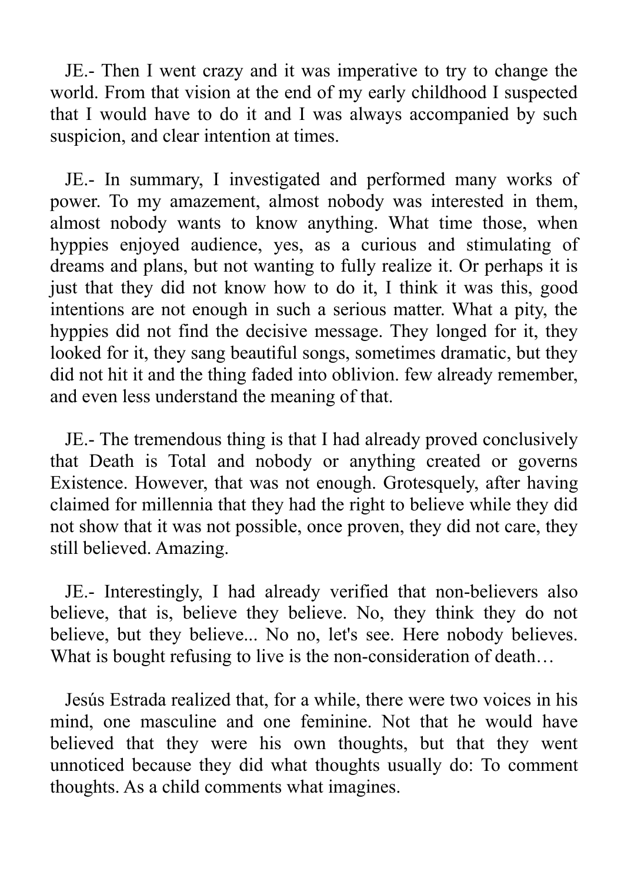JE.- Then I went crazy and it was imperative to try to change the world. From that vision at the end of my early childhood I suspected that I would have to do it and I was always accompanied by such suspicion, and clear intention at times.

JE.- In summary, I investigated and performed many works of power. To my amazement, almost nobody was interested in them, almost nobody wants to know anything. What time those, when hyppies enjoyed audience, yes, as a curious and stimulating of dreams and plans, but not wanting to fully realize it. Or perhaps it is just that they did not know how to do it, I think it was this, good intentions are not enough in such a serious matter. What a pity, the hyppies did not find the decisive message. They longed for it, they looked for it, they sang beautiful songs, sometimes dramatic, but they did not hit it and the thing faded into oblivion. few already remember, and even less understand the meaning of that.

JE.- The tremendous thing is that I had already proved conclusively that Death is Total and nobody or anything created or governs Existence. However, that was not enough. Grotesquely, after having claimed for millennia that they had the right to believe while they did not show that it was not possible, once proven, they did not care, they still believed. Amazing.

JE.- Interestingly, I had already verified that non-believers also believe, that is, believe they believe. No, they think they do not believe, but they believe... No no, let's see. Here nobody believes. What is bought refusing to live is the non-consideration of death…

Jesús Estrada realized that, for a while, there were two voices in his mind, one masculine and one feminine. Not that he would have believed that they were his own thoughts, but that they went unnoticed because they did what thoughts usually do: To comment thoughts. As a child comments what imagines.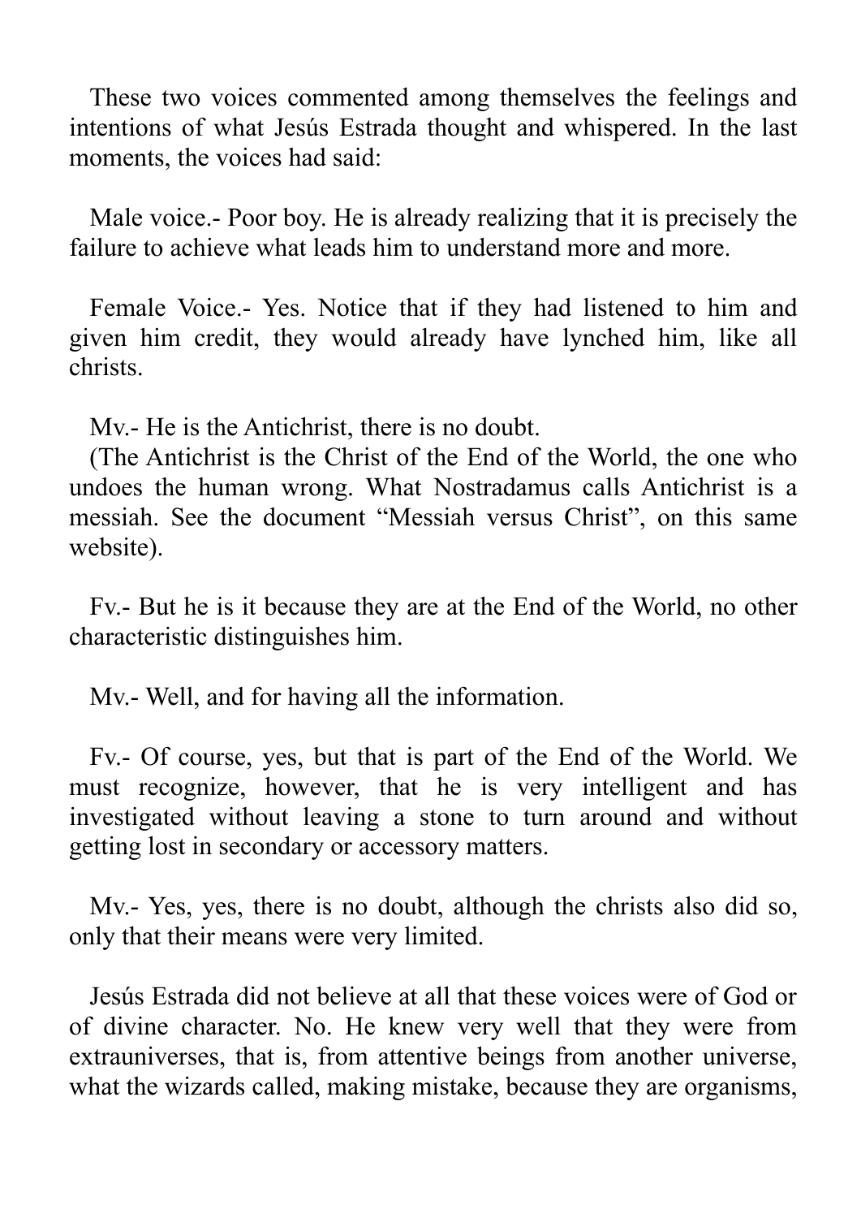These two voices commented among themselves the feelings and intentions of what Jesús Estrada thought and whispered. In the last moments, the voices had said:

Male voice.- Poor boy. He is already realizing that it is precisely the failure to achieve what leads him to understand more and more.

Female Voice.- Yes. Notice that if they had listened to him and given him credit, they would already have lynched him, like all christs.

Mv.- He is the Antichrist, there is no doubt.
(The Antichrist is the Christ of the End of the World, the one who undoes the human wrong. What Nostradamus calls Antichrist is a messiah. See the document "Messiah versus Christ", on this same website).

Fv.- But he is it because they are at the End of the World, no other characteristic distinguishes him.

Mv.- Well, and for having all the information.

Fv.- Of course, yes, but that is part of the End of the World. We must recognize, however, that he is very intelligent and has investigated without leaving a stone to turn around and without getting lost in secondary or accessory matters.

Mv.- Yes, yes, there is no doubt, although the christs also did so, only that their means were very limited.

Jesús Estrada did not believe at all that these voices were of God or of divine character. No. He knew very well that they were from extrauniverses, that is, from attentive beings from another universe, what the wizards called, making mistake, because they are organisms,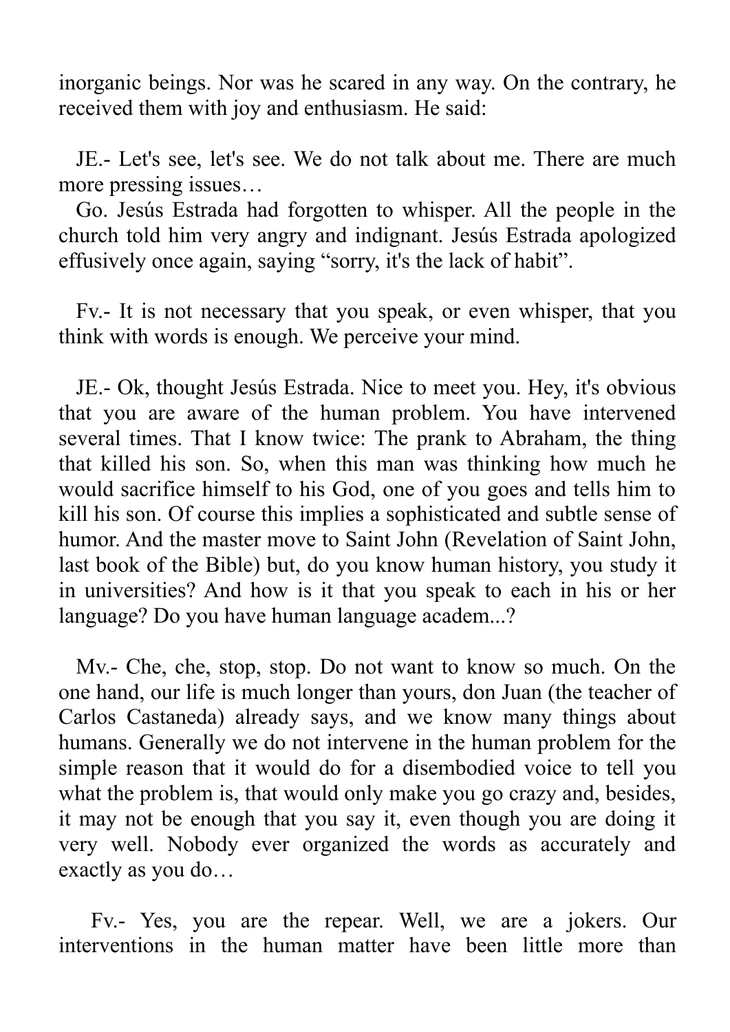inorganic beings. Nor was he scared in any way. On the contrary, he received them with joy and enthusiasm. He said:

JE.- Let's see, let's see. We do not talk about me. There are much more pressing issues…

Go. Jesús Estrada had forgotten to whisper. All the people in the church told him very angry and indignant. Jesús Estrada apologized effusively once again, saying "sorry, it's the lack of habit".

Fv.- It is not necessary that you speak, or even whisper, that you think with words is enough. We perceive your mind.

JE.- Ok, thought Jesús Estrada. Nice to meet you. Hey, it's obvious that you are aware of the human problem. You have intervened several times. That I know twice: The prank to Abraham, the thing that killed his son. So, when this man was thinking how much he would sacrifice himself to his God, one of you goes and tells him to kill his son. Of course this implies a sophisticated and subtle sense of humor. And the master move to Saint John (Revelation of Saint John, last book of the Bible) but, do you know human history, you study it in universities? And how is it that you speak to each in his or her language? Do you have human language academ...?

Mv.- Che, che, stop, stop. Do not want to know so much. On the one hand, our life is much longer than yours, don Juan (the teacher of Carlos Castaneda) already says, and we know many things about humans. Generally we do not intervene in the human problem for the simple reason that it would do for a disembodied voice to tell you what the problem is, that would only make you go crazy and, besides, it may not be enough that you say it, even though you are doing it very well. Nobody ever organized the words as accurately and exactly as you do…

Fv.- Yes, you are the repear. Well, we are a jokers. Our interventions in the human matter have been little more than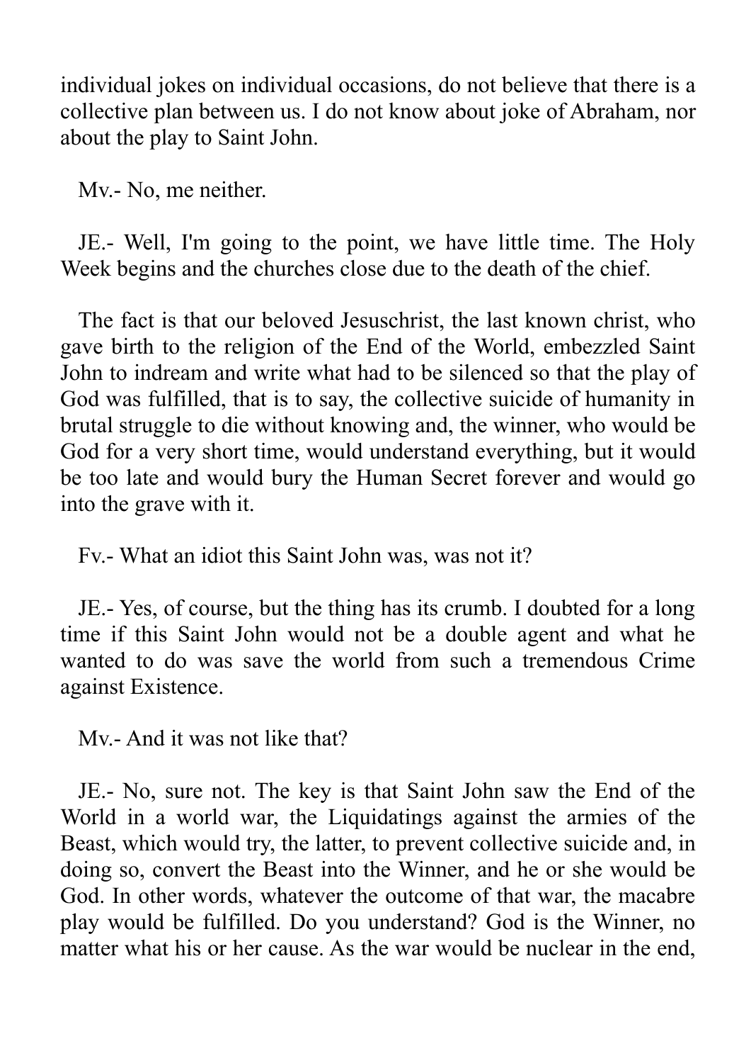individual jokes on individual occasions, do not believe that there is a collective plan between us. I do not know about joke of Abraham, nor about the play to Saint John.

Mv.- No, me neither.

JE.- Well, I'm going to the point, we have little time. The Holy Week begins and the churches close due to the death of the chief.

The fact is that our beloved Jesuschrist, the last known christ, who gave birth to the religion of the End of the World, embezzled Saint John to indream and write what had to be silenced so that the play of God was fulfilled, that is to say, the collective suicide of humanity in brutal struggle to die without knowing and, the winner, who would be God for a very short time, would understand everything, but it would be too late and would bury the Human Secret forever and would go into the grave with it.

Fv.- What an idiot this Saint John was, was not it?

JE.- Yes, of course, but the thing has its crumb. I doubted for a long time if this Saint John would not be a double agent and what he wanted to do was save the world from such a tremendous Crime against Existence.

Mv.- And it was not like that?

JE.- No, sure not. The key is that Saint John saw the End of the World in a world war, the Liquidatings against the armies of the Beast, which would try, the latter, to prevent collective suicide and, in doing so, convert the Beast into the Winner, and he or she would be God. In other words, whatever the outcome of that war, the macabre play would be fulfilled. Do you understand? God is the Winner, no matter what his or her cause. As the war would be nuclear in the end,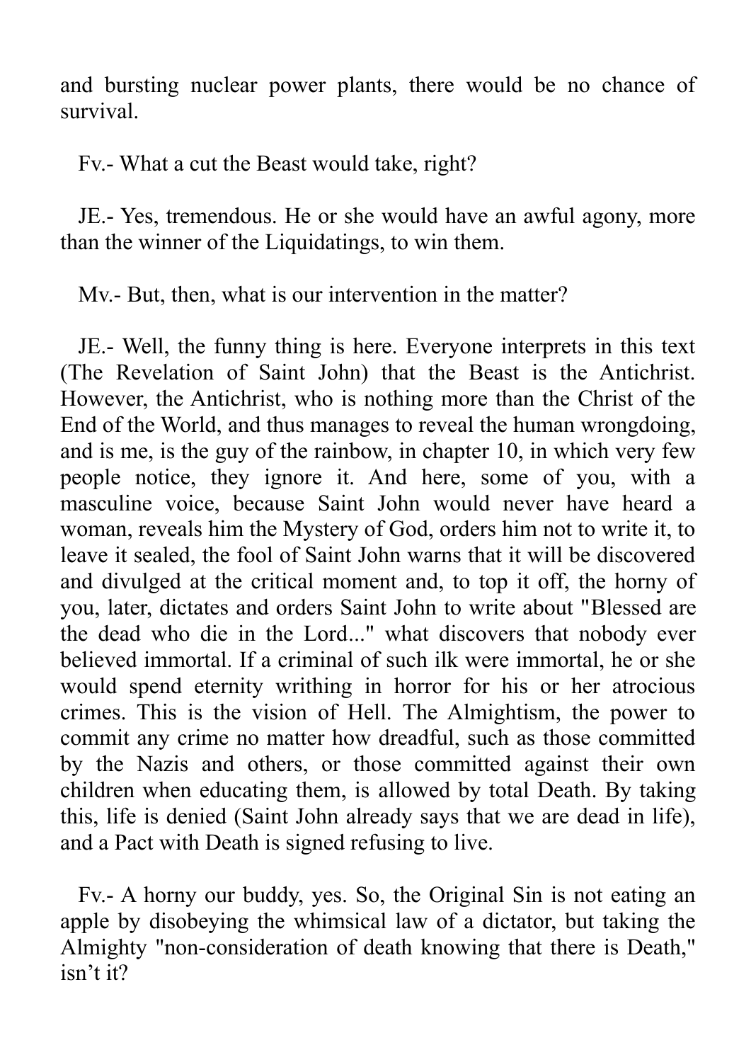and bursting nuclear power plants, there would be no chance of survival.

Fv.- What a cut the Beast would take, right?

JE.- Yes, tremendous. He or she would have an awful agony, more than the winner of the Liquidatings, to win them.

Mv.- But, then, what is our intervention in the matter?

JE.- Well, the funny thing is here. Everyone interprets in this text (The Revelation of Saint John) that the Beast is the Antichrist. However, the Antichrist, who is nothing more than the Christ of the End of the World, and thus manages to reveal the human wrongdoing, and is me, is the guy of the rainbow, in chapter 10, in which very few people notice, they ignore it. And here, some of you, with a masculine voice, because Saint John would never have heard a woman, reveals him the Mystery of God, orders him not to write it, to leave it sealed, the fool of Saint John warns that it will be discovered and divulged at the critical moment and, to top it off, the horny of you, later, dictates and orders Saint John to write about "Blessed are the dead who die in the Lord..." what discovers that nobody ever believed immortal. If a criminal of such ilk were immortal, he or she would spend eternity writhing in horror for his or her atrocious crimes. This is the vision of Hell. The Almightism, the power to commit any crime no matter how dreadful, such as those committed by the Nazis and others, or those committed against their own children when educating them, is allowed by total Death. By taking this, life is denied (Saint John already says that we are dead in life), and a Pact with Death is signed refusing to live.

Fv.- A horny our buddy, yes. So, the Original Sin is not eating an apple by disobeying the whimsical law of a dictator, but taking the Almighty "non-consideration of death knowing that there is Death," isn't it?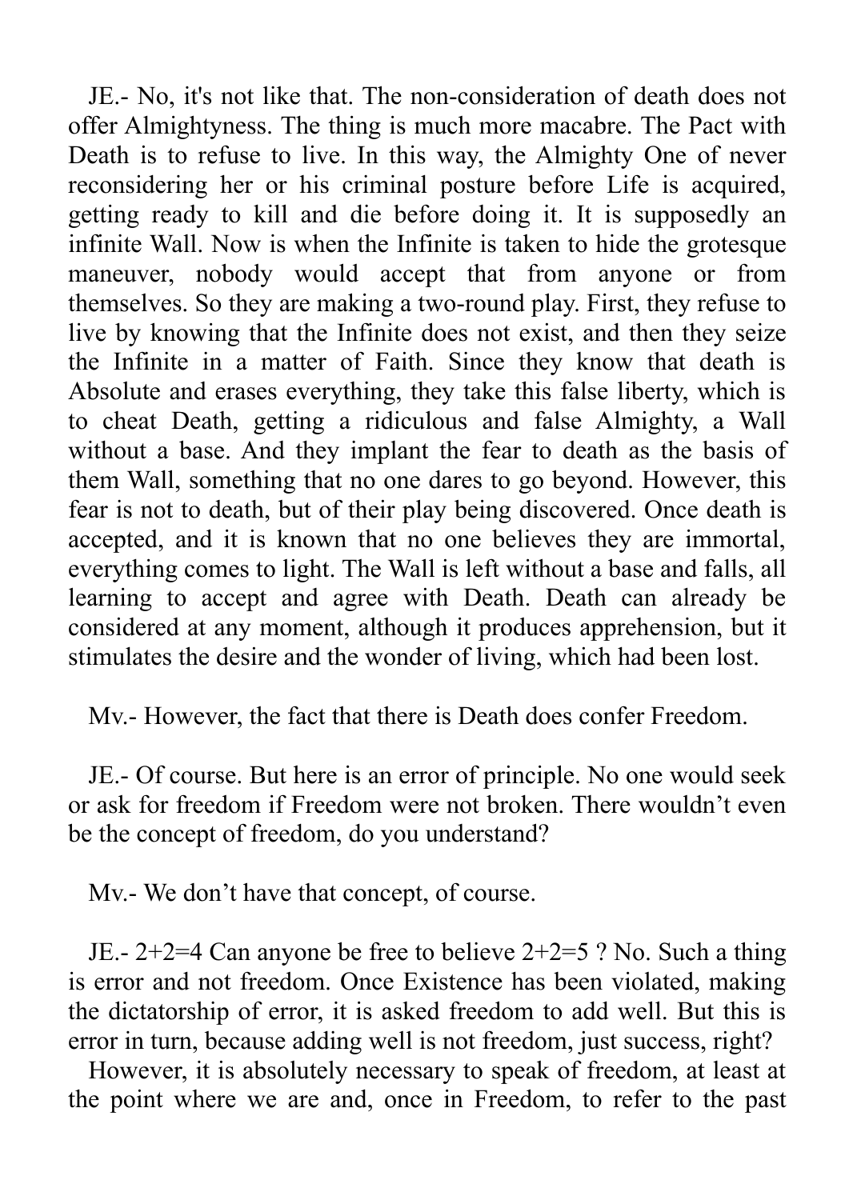JE.- No, it's not like that. The non-consideration of death does not offer Almightyness. The thing is much more macabre. The Pact with Death is to refuse to live. In this way, the Almighty One of never reconsidering her or his criminal posture before Life is acquired, getting ready to kill and die before doing it. It is supposedly an infinite Wall. Now is when the Infinite is taken to hide the grotesque maneuver, nobody would accept that from anyone or from themselves. So they are making a two-round play. First, they refuse to live by knowing that the Infinite does not exist, and then they seize the Infinite in a matter of Faith. Since they know that death is Absolute and erases everything, they take this false liberty, which is to cheat Death, getting a ridiculous and false Almighty, a Wall without a base. And they implant the fear to death as the basis of them Wall, something that no one dares to go beyond. However, this fear is not to death, but of their play being discovered. Once death is accepted, and it is known that no one believes they are immortal, everything comes to light. The Wall is left without a base and falls, all learning to accept and agree with Death. Death can already be considered at any moment, although it produces apprehension, but it stimulates the desire and the wonder of living, which had been lost.

Mv.- However, the fact that there is Death does confer Freedom.

JE.- Of course. But here is an error of principle. No one would seek or ask for freedom if Freedom were not broken. There wouldn't even be the concept of freedom, do you understand?

Mv.- We don't have that concept, of course.

JE.- 2+2=4 Can anyone be free to believe 2+2=5 ? No. Such a thing is error and not freedom. Once Existence has been violated, making the dictatorship of error, it is asked freedom to add well. But this is error in turn, because adding well is not freedom, just success, right?

However, it is absolutely necessary to speak of freedom, at least at the point where we are and, once in Freedom, to refer to the past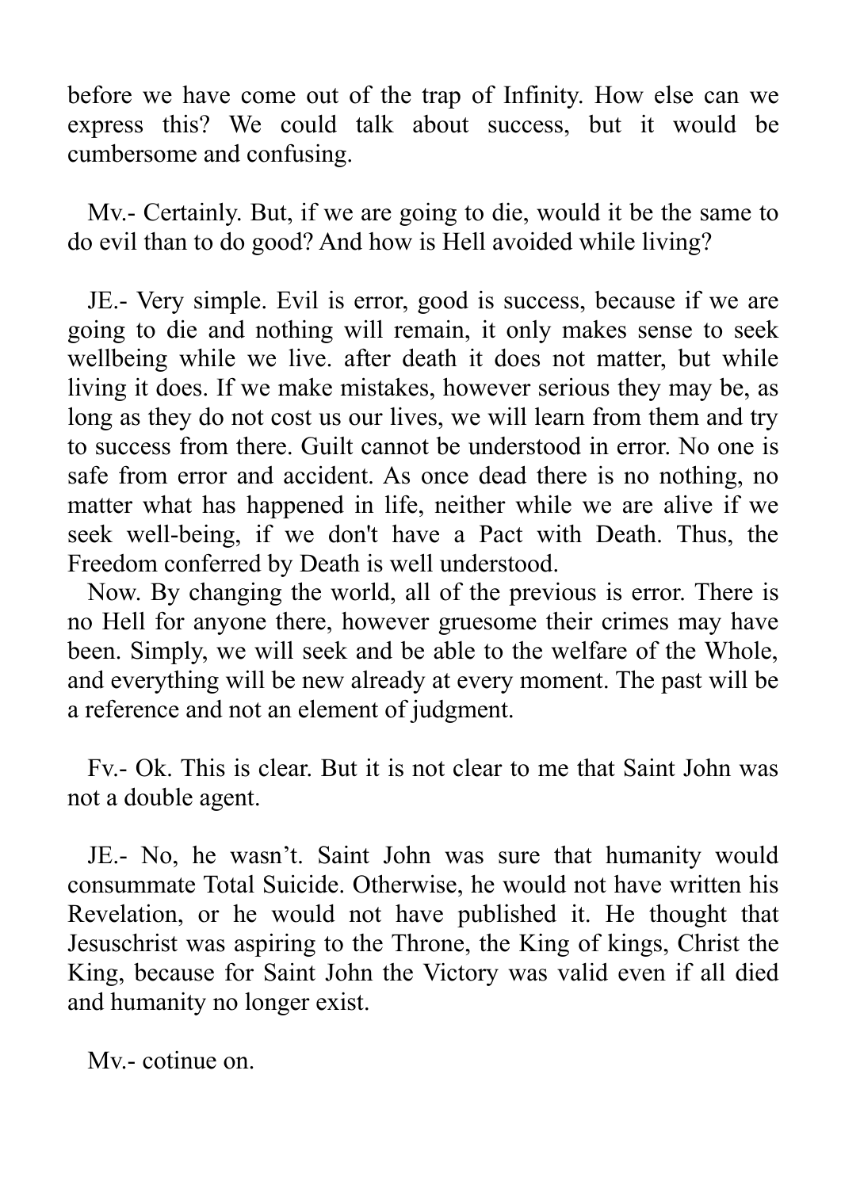before we have come out of the trap of Infinity. How else can we express this? We could talk about success, but it would be cumbersome and confusing.

Mv.- Certainly. But, if we are going to die, would it be the same to do evil than to do good? And how is Hell avoided while living?

JE.- Very simple. Evil is error, good is success, because if we are going to die and nothing will remain, it only makes sense to seek wellbeing while we live. after death it does not matter, but while living it does. If we make mistakes, however serious they may be, as long as they do not cost us our lives, we will learn from them and try to success from there. Guilt cannot be understood in error. No one is safe from error and accident. As once dead there is no nothing, no matter what has happened in life, neither while we are alive if we seek well-being, if we don't have a Pact with Death. Thus, the Freedom conferred by Death is well understood.

Now. By changing the world, all of the previous is error. There is no Hell for anyone there, however gruesome their crimes may have been. Simply, we will seek and be able to the welfare of the Whole, and everything will be new already at every moment. The past will be a reference and not an element of judgment.

Fv.- Ok. This is clear. But it is not clear to me that Saint John was not a double agent.

JE.- No, he wasn't. Saint John was sure that humanity would consummate Total Suicide. Otherwise, he would not have written his Revelation, or he would not have published it. He thought that Jesuschrist was aspiring to the Throne, the King of kings, Christ the King, because for Saint John the Victory was valid even if all died and humanity no longer exist.

Mv.- cotinue on.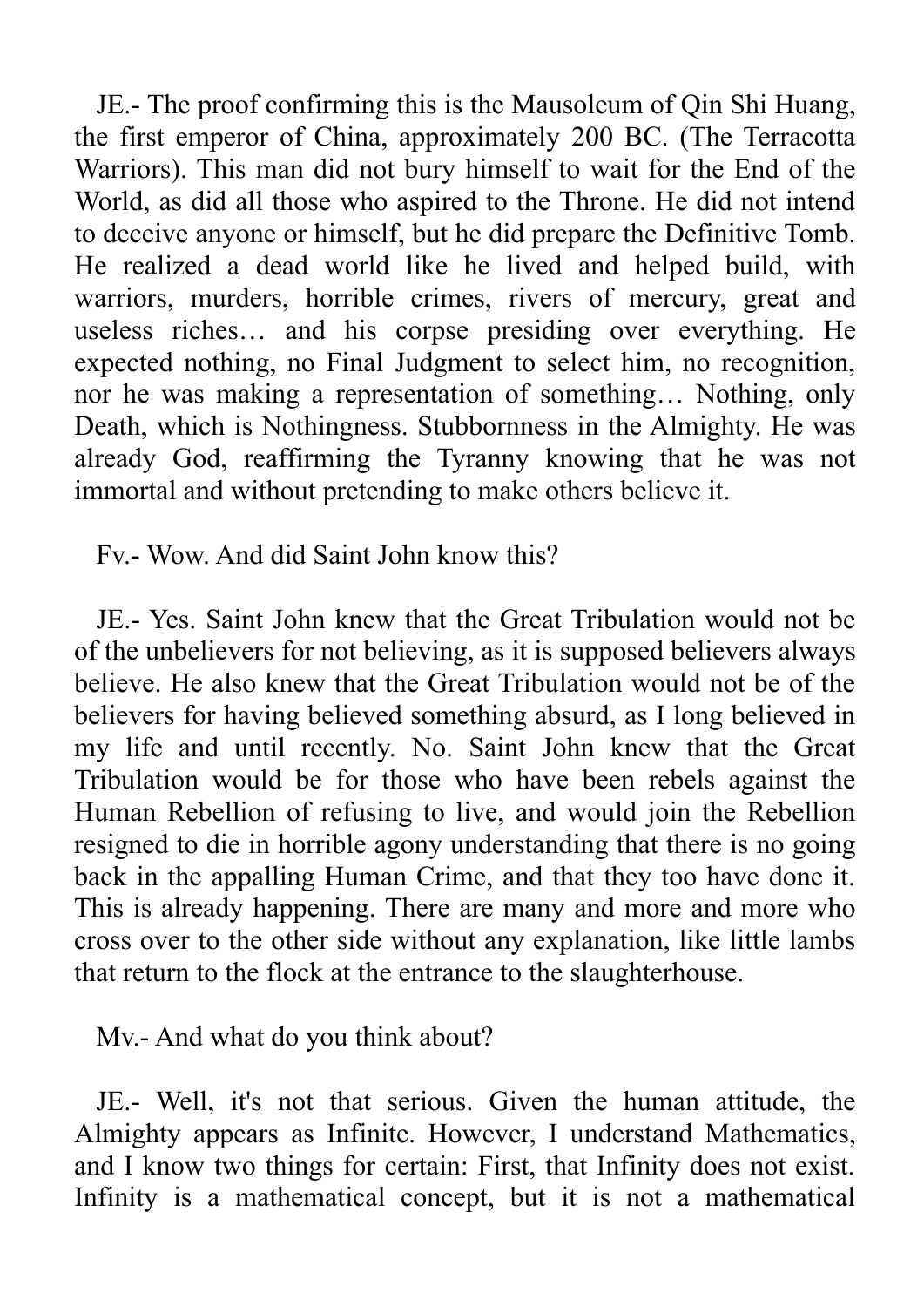JE.- The proof confirming this is the Mausoleum of Qin Shi Huang, the first emperor of China, approximately 200 BC. (The Terracotta Warriors). This man did not bury himself to wait for the End of the World, as did all those who aspired to the Throne. He did not intend to deceive anyone or himself, but he did prepare the Definitive Tomb. He realized a dead world like he lived and helped build, with warriors, murders, horrible crimes, rivers of mercury, great and useless riches… and his corpse presiding over everything. He expected nothing, no Final Judgment to select him, no recognition, nor he was making a representation of something… Nothing, only Death, which is Nothingness. Stubbornness in the Almighty. He was already God, reaffirming the Tyranny knowing that he was not immortal and without pretending to make others believe it.

Fv.- Wow. And did Saint John know this?

JE.- Yes. Saint John knew that the Great Tribulation would not be of the unbelievers for not believing, as it is supposed believers always believe. He also knew that the Great Tribulation would not be of the believers for having believed something absurd, as I long believed in my life and until recently. No. Saint John knew that the Great Tribulation would be for those who have been rebels against the Human Rebellion of refusing to live, and would join the Rebellion resigned to die in horrible agony understanding that there is no going back in the appalling Human Crime, and that they too have done it. This is already happening. There are many and more and more who cross over to the other side without any explanation, like little lambs that return to the flock at the entrance to the slaughterhouse.

Mv.- And what do you think about?

JE.- Well, it's not that serious. Given the human attitude, the Almighty appears as Infinite. However, I understand Mathematics, and I know two things for certain: First, that Infinity does not exist. Infinity is a mathematical concept, but it is not a mathematical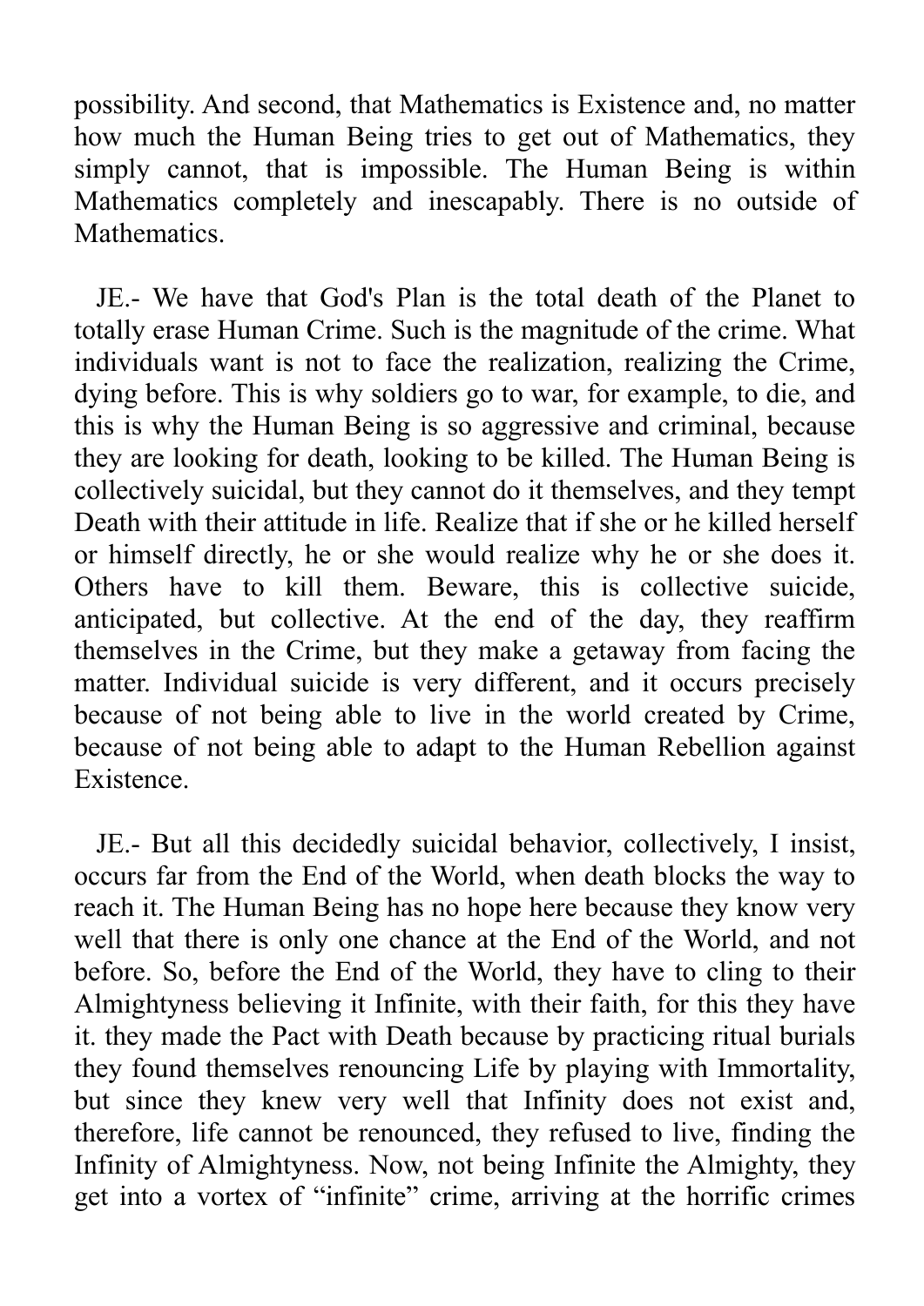possibility. And second, that Mathematics is Existence and, no matter how much the Human Being tries to get out of Mathematics, they simply cannot, that is impossible. The Human Being is within Mathematics completely and inescapably. There is no outside of Mathematics.

JE.- We have that God's Plan is the total death of the Planet to totally erase Human Crime. Such is the magnitude of the crime. What individuals want is not to face the realization, realizing the Crime, dying before. This is why soldiers go to war, for example, to die, and this is why the Human Being is so aggressive and criminal, because they are looking for death, looking to be killed. The Human Being is collectively suicidal, but they cannot do it themselves, and they tempt Death with their attitude in life. Realize that if she or he killed herself or himself directly, he or she would realize why he or she does it. Others have to kill them. Beware, this is collective suicide, anticipated, but collective. At the end of the day, they reaffirm themselves in the Crime, but they make a getaway from facing the matter. Individual suicide is very different, and it occurs precisely because of not being able to live in the world created by Crime, because of not being able to adapt to the Human Rebellion against Existence.

JE.- But all this decidedly suicidal behavior, collectively, I insist, occurs far from the End of the World, when death blocks the way to reach it. The Human Being has no hope here because they know very well that there is only one chance at the End of the World, and not before. So, before the End of the World, they have to cling to their Almightyness believing it Infinite, with their faith, for this they have it. they made the Pact with Death because by practicing ritual burials they found themselves renouncing Life by playing with Immortality, but since they knew very well that Infinity does not exist and, therefore, life cannot be renounced, they refused to live, finding the Infinity of Almightyness. Now, not being Infinite the Almighty, they get into a vortex of "infinite" crime, arriving at the horrific crimes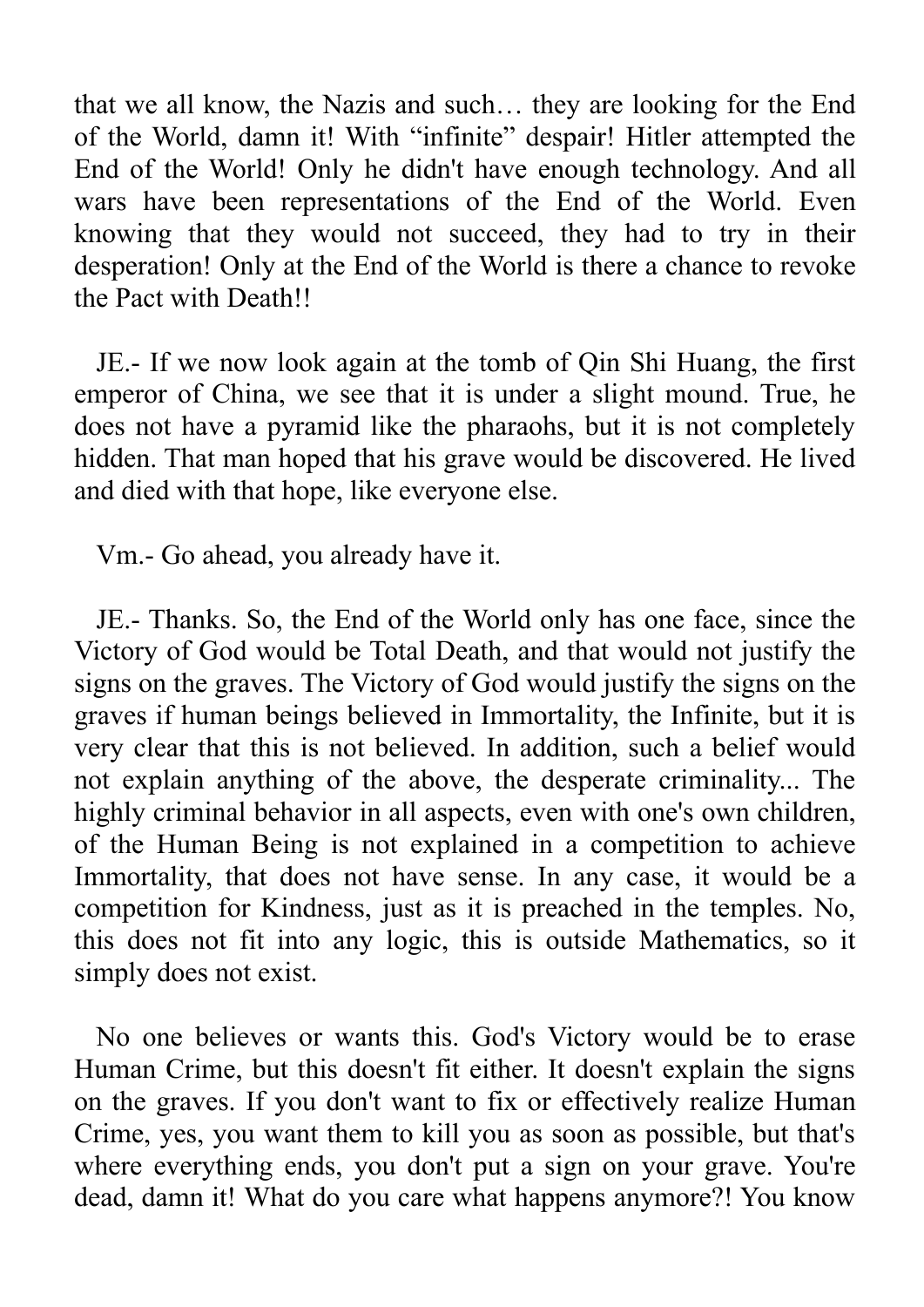that we all know, the Nazis and such… they are looking for the End of the World, damn it! With "infinite" despair! Hitler attempted the End of the World! Only he didn't have enough technology. And all wars have been representations of the End of the World. Even knowing that they would not succeed, they had to try in their desperation! Only at the End of the World is there a chance to revoke the Pact with Death!!

JE.- If we now look again at the tomb of Qin Shi Huang, the first emperor of China, we see that it is under a slight mound. True, he does not have a pyramid like the pharaohs, but it is not completely hidden. That man hoped that his grave would be discovered. He lived and died with that hope, like everyone else.

Vm.- Go ahead, you already have it.

JE.- Thanks. So, the End of the World only has one face, since the Victory of God would be Total Death, and that would not justify the signs on the graves. The Victory of God would justify the signs on the graves if human beings believed in Immortality, the Infinite, but it is very clear that this is not believed. In addition, such a belief would not explain anything of the above, the desperate criminality... The highly criminal behavior in all aspects, even with one's own children, of the Human Being is not explained in a competition to achieve Immortality, that does not have sense. In any case, it would be a competition for Kindness, just as it is preached in the temples. No, this does not fit into any logic, this is outside Mathematics, so it simply does not exist.

No one believes or wants this. God's Victory would be to erase Human Crime, but this doesn't fit either. It doesn't explain the signs on the graves. If you don't want to fix or effectively realize Human Crime, yes, you want them to kill you as soon as possible, but that's where everything ends, you don't put a sign on your grave. You're dead, damn it! What do you care what happens anymore?! You know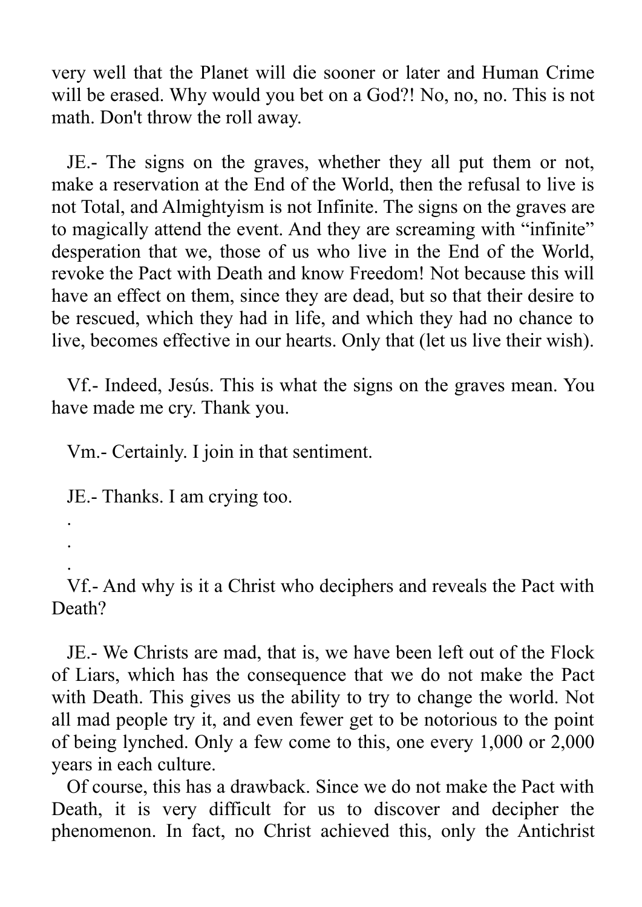very well that the Planet will die sooner or later and Human Crime will be erased. Why would you bet on a God?! No, no, no. This is not math. Don't throw the roll away.

JE.- The signs on the graves, whether they all put them or not, make a reservation at the End of the World, then the refusal to live is not Total, and Almightyism is not Infinite. The signs on the graves are to magically attend the event. And they are screaming with "infinite" desperation that we, those of us who live in the End of the World, revoke the Pact with Death and know Freedom! Not because this will have an effect on them, since they are dead, but so that their desire to be rescued, which they had in life, and which they had no chance to live, becomes effective in our hearts. Only that (let us live their wish).

Vf.- Indeed, Jesús. This is what the signs on the graves mean. You have made me cry. Thank you.

Vm.- Certainly. I join in that sentiment.

JE.- Thanks. I am crying too.

.

.

.

Vf.- And why is it a Christ who deciphers and reveals the Pact with Death?

JE.- We Christs are mad, that is, we have been left out of the Flock of Liars, which has the consequence that we do not make the Pact with Death. This gives us the ability to try to change the world. Not all mad people try it, and even fewer get to be notorious to the point of being lynched. Only a few come to this, one every 1,000 or 2,000 years in each culture.

Of course, this has a drawback. Since we do not make the Pact with Death, it is very difficult for us to discover and decipher the phenomenon. In fact, no Christ achieved this, only the Antichrist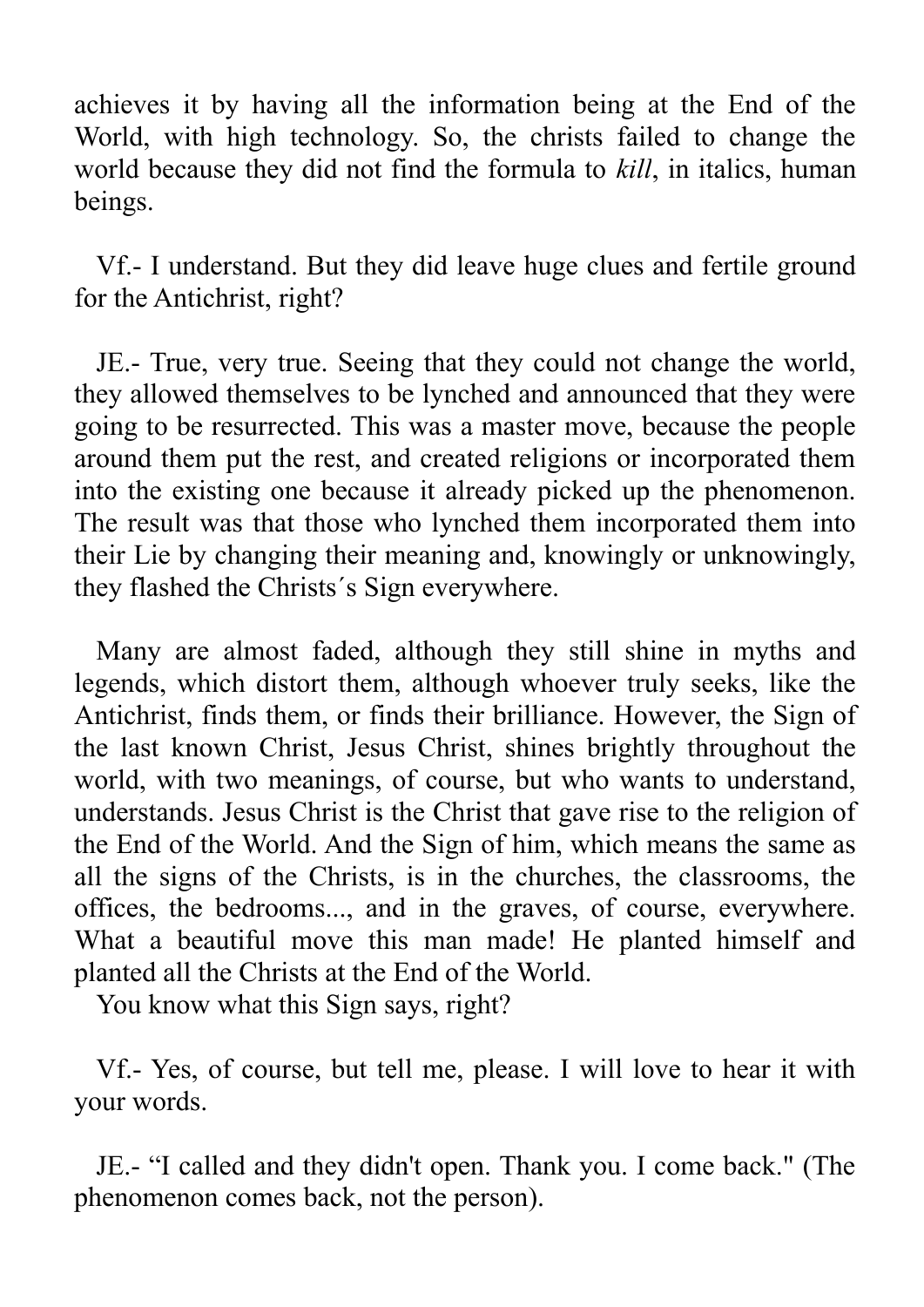achieves it by having all the information being at the End of the World, with high technology. So, the christs failed to change the world because they did not find the formula to *kill*, in italics, human beings.

Vf.- I understand. But they did leave huge clues and fertile ground for the Antichrist, right?

JE.- True, very true. Seeing that they could not change the world, they allowed themselves to be lynched and announced that they were going to be resurrected. This was a master move, because the people around them put the rest, and created religions or incorporated them into the existing one because it already picked up the phenomenon. The result was that those who lynched them incorporated them into their Lie by changing their meaning and, knowingly or unknowingly, they flashed the Christs´s Sign everywhere.

Many are almost faded, although they still shine in myths and legends, which distort them, although whoever truly seeks, like the Antichrist, finds them, or finds their brilliance. However, the Sign of the last known Christ, Jesus Christ, shines brightly throughout the world, with two meanings, of course, but who wants to understand, understands. Jesus Christ is the Christ that gave rise to the religion of the End of the World. And the Sign of him, which means the same as all the signs of the Christs, is in the churches, the classrooms, the offices, the bedrooms..., and in the graves, of course, everywhere. What a beautiful move this man made! He planted himself and planted all the Christs at the End of the World.
You know what this Sign says, right?

Vf.- Yes, of course, but tell me, please. I will love to hear it with your words.

JE.- "I called and they didn't open. Thank you. I come back." (The phenomenon comes back, not the person).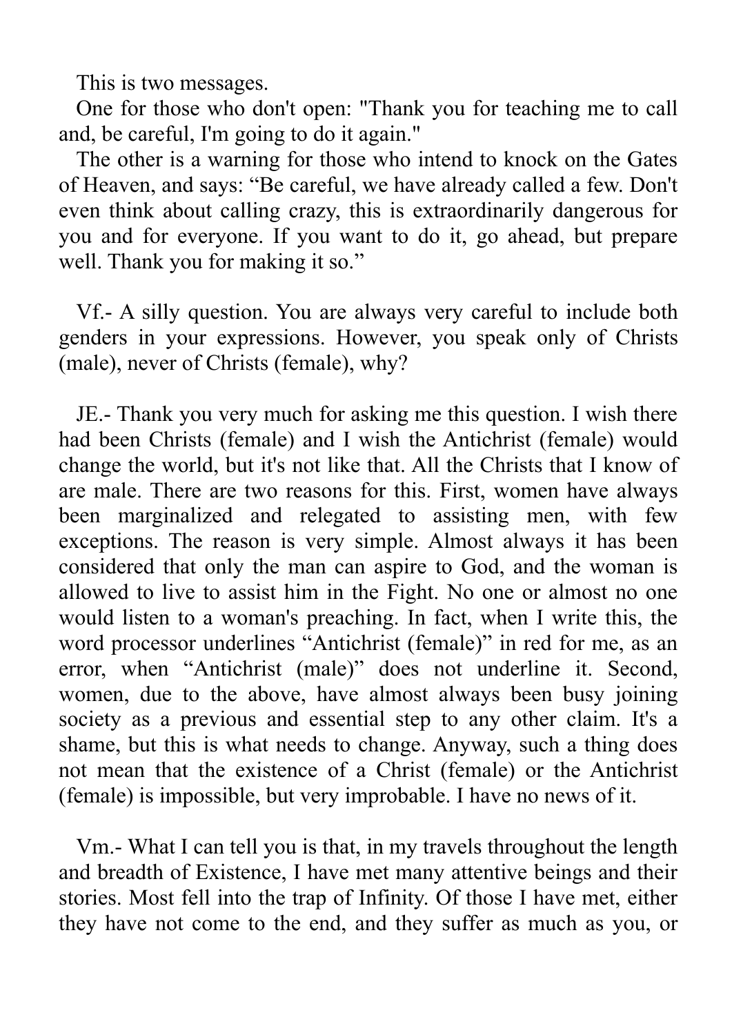This is two messages.

One for those who don't open: "Thank you for teaching me to call and, be careful, I'm going to do it again."

The other is a warning for those who intend to knock on the Gates of Heaven, and says: "Be careful, we have already called a few. Don't even think about calling crazy, this is extraordinarily dangerous for you and for everyone. If you want to do it, go ahead, but prepare well. Thank you for making it so."

Vf.- A silly question. You are always very careful to include both genders in your expressions. However, you speak only of Christs (male), never of Christs (female), why?

JE.- Thank you very much for asking me this question. I wish there had been Christs (female) and I wish the Antichrist (female) would change the world, but it's not like that. All the Christs that I know of are male. There are two reasons for this. First, women have always been marginalized and relegated to assisting men, with few exceptions. The reason is very simple. Almost always it has been considered that only the man can aspire to God, and the woman is allowed to live to assist him in the Fight. No one or almost no one would listen to a woman's preaching. In fact, when I write this, the word processor underlines "Antichrist (female)" in red for me, as an error, when "Antichrist (male)" does not underline it. Second, women, due to the above, have almost always been busy joining society as a previous and essential step to any other claim. It's a shame, but this is what needs to change. Anyway, such a thing does not mean that the existence of a Christ (female) or the Antichrist (female) is impossible, but very improbable. I have no news of it.

Vm.- What I can tell you is that, in my travels throughout the length and breadth of Existence, I have met many attentive beings and their stories. Most fell into the trap of Infinity. Of those I have met, either they have not come to the end, and they suffer as much as you, or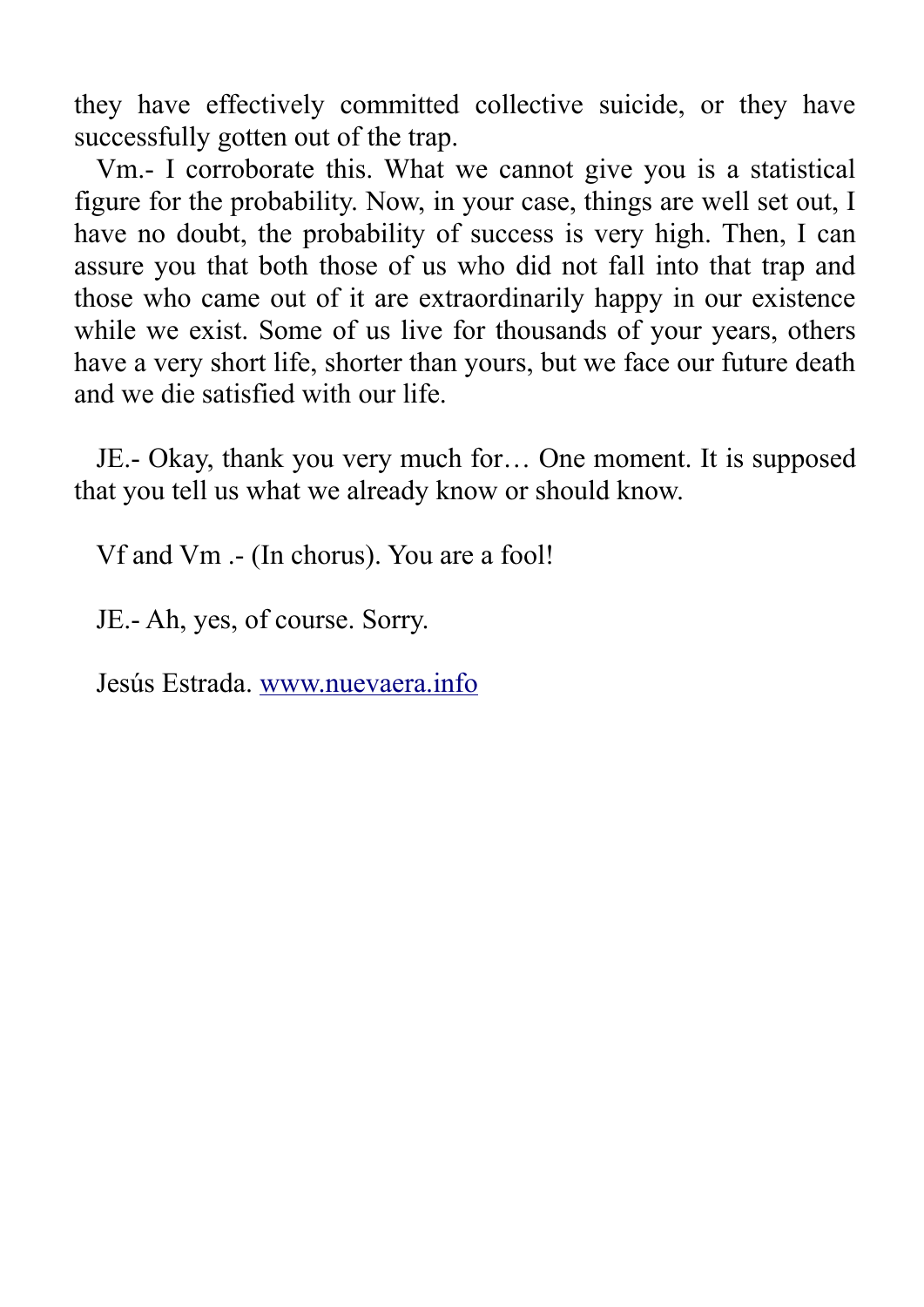they have effectively committed collective suicide, or they have successfully gotten out of the trap.

Vm.- I corroborate this. What we cannot give you is a statistical figure for the probability. Now, in your case, things are well set out, I have no doubt, the probability of success is very high. Then, I can assure you that both those of us who did not fall into that trap and those who came out of it are extraordinarily happy in our existence while we exist. Some of us live for thousands of your years, others have a very short life, shorter than yours, but we face our future death and we die satisfied with our life.

JE.- Okay, thank you very much for… One moment. It is supposed that you tell us what we already know or should know.

Vf and Vm .- (In chorus). You are a fool!

JE.- Ah, yes, of course. Sorry.

Jesús Estrada. [www.nuevaera.info](http://www.nuevaera.info)